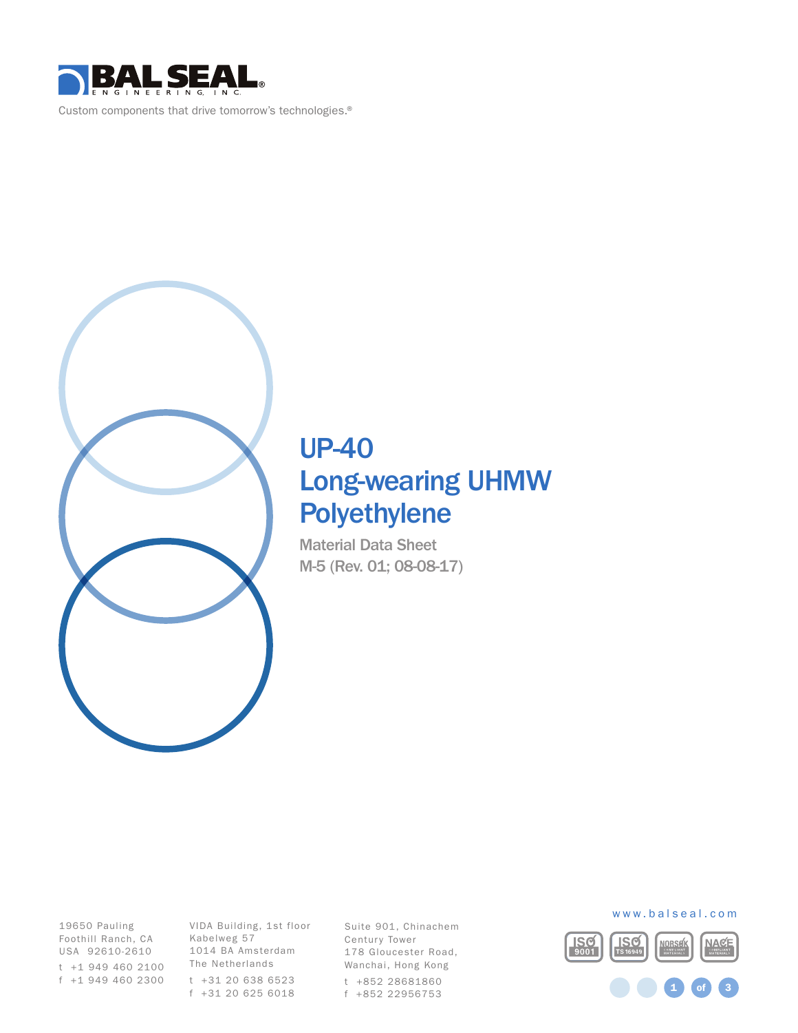BAL SEAL ENGINEERING, INC.

Custom components that drive tomorrow's technologies.®

# UP-40
# Long-wearing UHMW Polyethylene

Material Data Sheet

M-5 (Rev. 01; 08-08-17)

19650 Pauling
Foothill Ranch, CA
USA 92610-2610
t +1 949 460 2100
f +1 949 460 2300

VIDA Building, 1st floor
Kabelweg 57
1014 BA Amsterdam
The Netherlands
t +31 20 638 6523
f +31 20 625 6018

Suite 901, Chinachem
Century Tower
178 Gloucester Road,
Wanchai, Hong Kong
t +852 28681860
f +852 22956753

www.balseal.com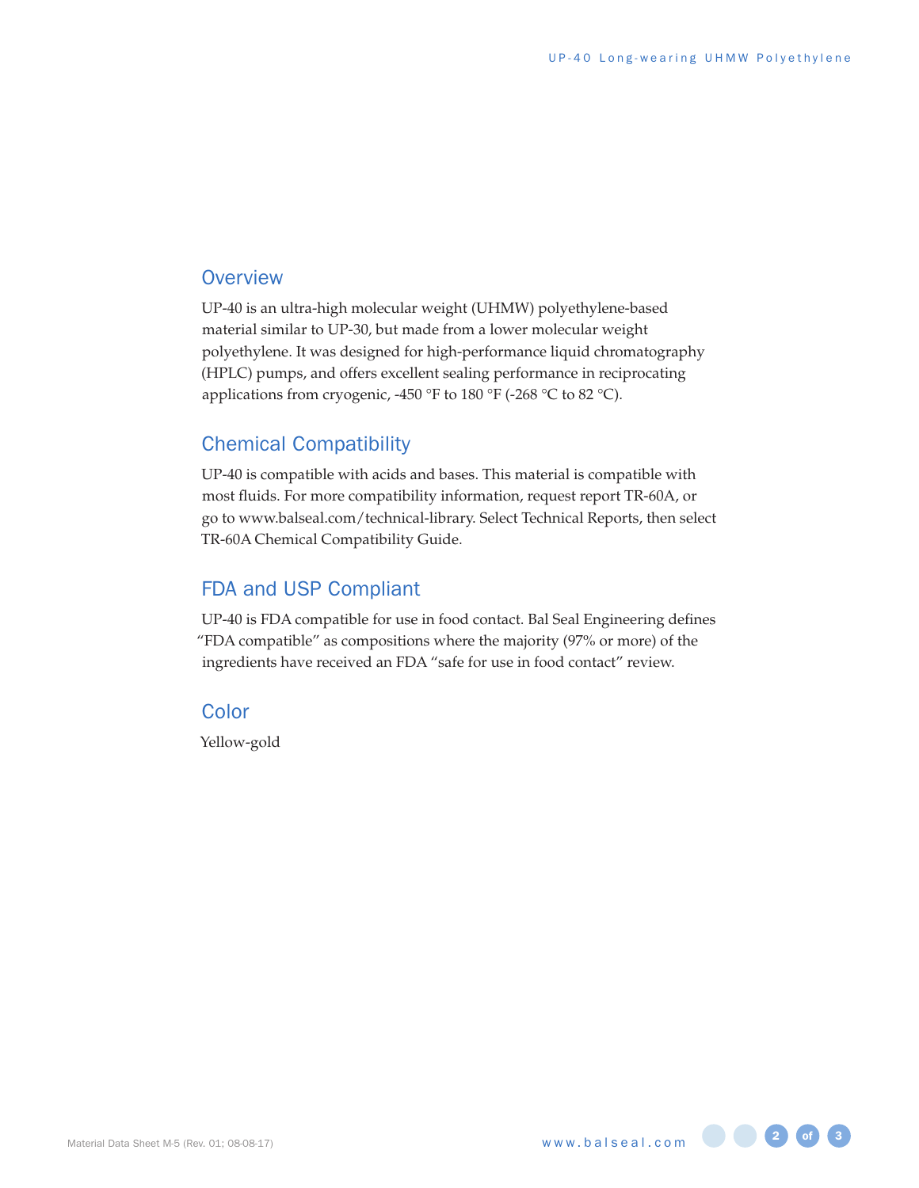## Overview

UP-40 is an ultra-high molecular weight (UHMW) polyethylene-based material similar to UP-30, but made from a lower molecular weight polyethylene. It was designed for high-performance liquid chromatography (HPLC) pumps, and offers excellent sealing performance in reciprocating applications from cryogenic, -450 °F to 180 °F (-268 °C to 82 °C).

## Chemical Compatibility

UP-40 is compatible with acids and bases. This material is compatible with most fluids. For more compatibility information, request report TR-60A, or go to www.balseal.com/technical-library. Select Technical Reports, then select TR-60A Chemical Compatibility Guide.

## FDA and USP Compliant

UP-40 is FDA compatible for use in food contact. Bal Seal Engineering defines "FDA compatible" as compositions where the majority (97% or more) of the ingredients have received an FDA "safe for use in food contact" review.

## Color

Yellow-gold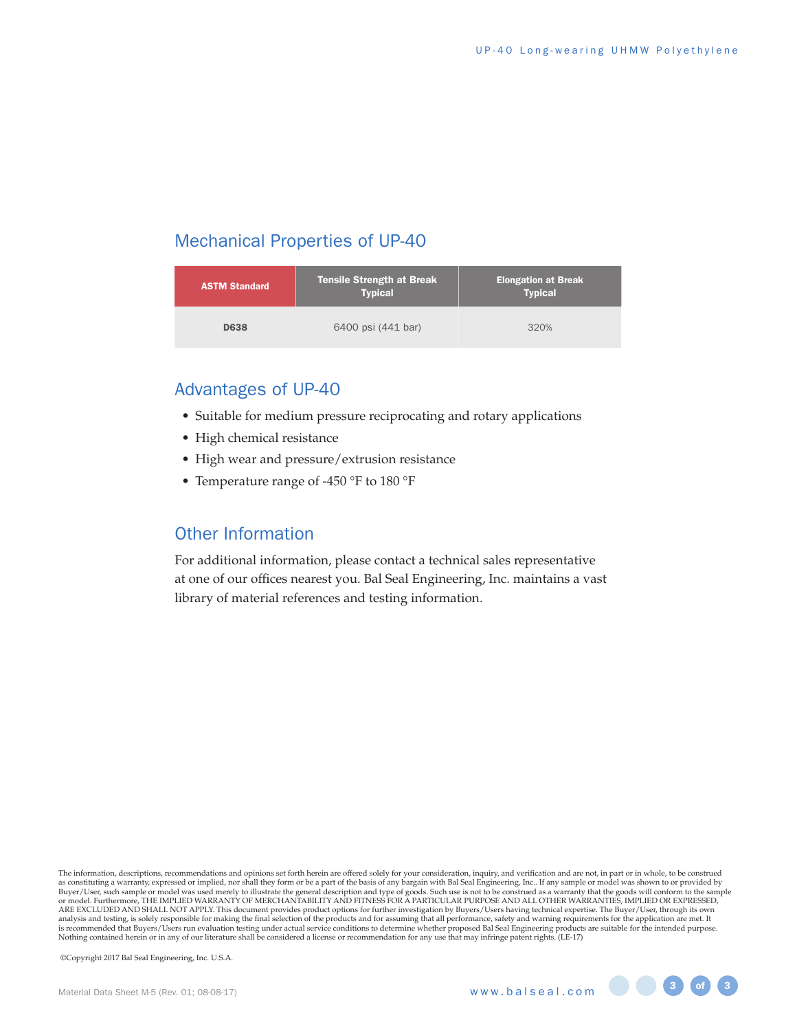## Mechanical Properties of UP-40

| ASTM Standard | Tensile Strength at Break Typical | Elongation at Break Typical |
|---|---|---|
| **D638** | 6400 psi (441 bar) | 320% |

## Advantages of UP-40

- Suitable for medium pressure reciprocating and rotary applications
- High chemical resistance
- High wear and pressure/extrusion resistance
- Temperature range of -450 °F to 180 °F

## Other Information

For additional information, please contact a technical sales representative at one of our offices nearest you. Bal Seal Engineering, Inc. maintains a vast library of material references and testing information.

The information, descriptions, recommendations and opinions set forth herein are offered solely for your consideration, inquiry, and verification and are not, in part or in whole, to be construed as constituting a warranty, expressed or implied, nor shall they form or be a part of the basis of any bargain with Bal Seal Engineering, Inc.. If any sample or model was shown to or provided by Buyer/User, such sample or model was used merely to illustrate the general description and type of goods. Such use is not to be construed as a warranty that the goods will conform to the sample or model. Furthermore, THE IMPLIED WARRANTY OF MERCHANTABILITY AND FITNESS FOR A PARTICULAR PURPOSE AND ALL OTHER WARRANTIES, IMPLIED OR EXPRESSED, ARE EXCLUDED AND SHALL NOT APPLY. This document provides product options for further investigation by Buyers/Users having technical expertise. The Buyer/User, through its own analysis and testing, is solely responsible for making the final selection of the products and for assuming that all performance, safety and warning requirements for the application are met. It is recommended that Buyers/Users run evaluation testing under actual service conditions to determine whether proposed Bal Seal Engineering products are suitable for the intended purpose. Nothing contained herein or in any of our literature shall be considered a license or recommendation for any use that may infringe patent rights. (LE-17)

©Copyright 2017 Bal Seal Engineering, Inc. U.S.A.

Material Data Sheet M-5 (Rev. 01; 08-08-17)

www.balseal.com